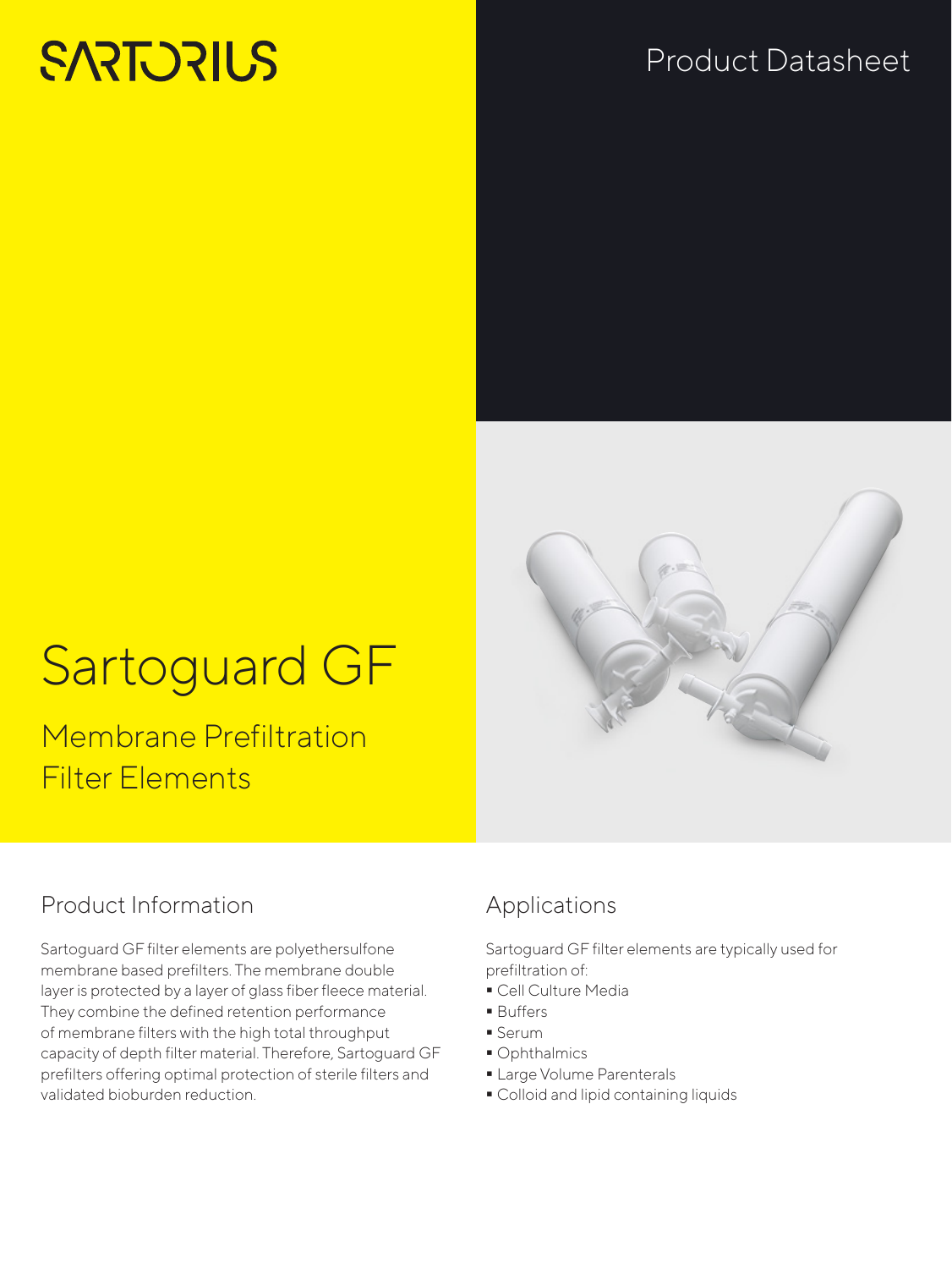SARTORIUS

Product Datasheet

# Sartoguard GF

## Membrane Prefiltration Filter Elements

## Product Information

Sartoguard GF filter elements are polyethersulfone membrane based prefilters. The membrane double layer is protected by a layer of glass fiber fleece material. They combine the defined retention performance of membrane filters with the high total throughput capacity of depth filter material. Therefore, Sartoguard GF prefilters offering optimal protection of sterile filters and validated bioburden reduction.

## Applications

Sartoguard GF filter elements are typically used for prefiltration of:

- Cell Culture Media
- Buffers
- Serum
- Ophthalmics
- Large Volume Parenterals
- Colloid and lipid containing liquids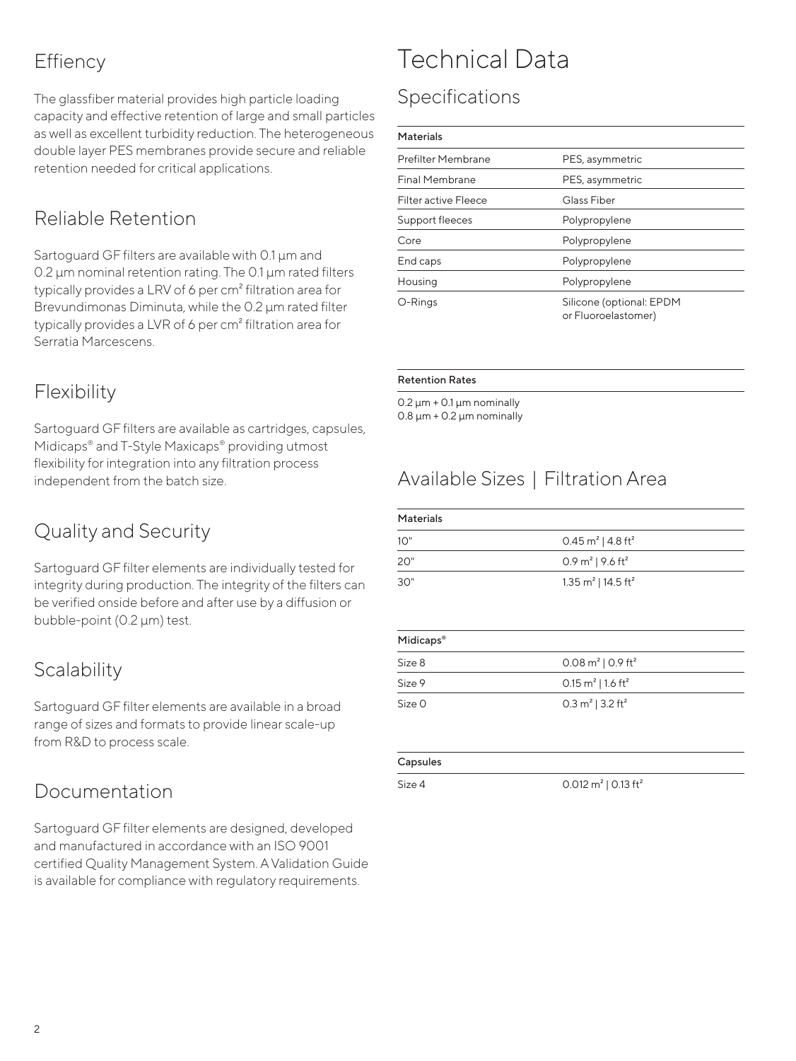## Effiency

The glassfiber material provides high particle loading capacity and effective retention of large and small particles as well as excellent turbidity reduction. The heterogeneous double layer PES membranes provide secure and reliable retention needed for critical applications.

## Reliable Retention

Sartoguard GF filters are available with 0.1 µm and 0.2 µm nominal retention rating. The 0.1 µm rated filters typically provides a LRV of 6 per cm² filtration area for Brevundimonas Diminuta, while the 0.2 µm rated filter typically provides a LVR of 6 per cm² filtration area for Serratia Marcescens.

## Flexibility

Sartoguard GF filters are available as cartridges, capsules, Midicaps® and T-Style Maxicaps® providing utmost flexibility for integration into any filtration process independent from the batch size.

## Quality and Security

Sartoguard GF filter elements are individually tested for integrity during production. The integrity of the filters can be verified onside before and after use by a diffusion or bubble-point (0.2 µm) test.

## Scalability

Sartoguard GF filter elements are available in a broad range of sizes and formats to provide linear scale-up from R&D to process scale.

## Documentation

Sartoguard GF filter elements are designed, developed and manufactured in accordance with an ISO 9001 certified Quality Management System. A Validation Guide is available for compliance with regulatory requirements.

# Technical Data

## Specifications

| Materials | |
|---|---|
| Prefilter Membrane | PES, asymmetric |
| Final Membrane | PES, asymmetric |
| Filter active Fleece | Glass Fiber |
| Support fleeces | Polypropylene |
| Core | Polypropylene |
| End caps | Polypropylene |
| Housing | Polypropylene |
| O-Rings | Silicone (optional: EPDM or Fluoroelastomer) |

**Retention Rates**

0.2 µm + 0.1 µm nominally
0.8 µm + 0.2 µm nominally

## Available Sizes | Filtration Area

| Materials | |
|---|---|
| 10" | 0.45 m² \| 4.8 ft² |
| 20" | 0.9 m² \| 9.6 ft² |
| 30" | 1.35 m² \| 14.5 ft² |

| Midicaps® | |
|---|---|
| Size 8 | 0.08 m² \| 0.9 ft² |
| Size 9 | 0.15 m² \| 1.6 ft² |
| Size 0 | 0.3 m² \| 3.2 ft² |

| Capsules | |
|---|---|
| Size 4 | 0.012 m² \| 0.13 ft² |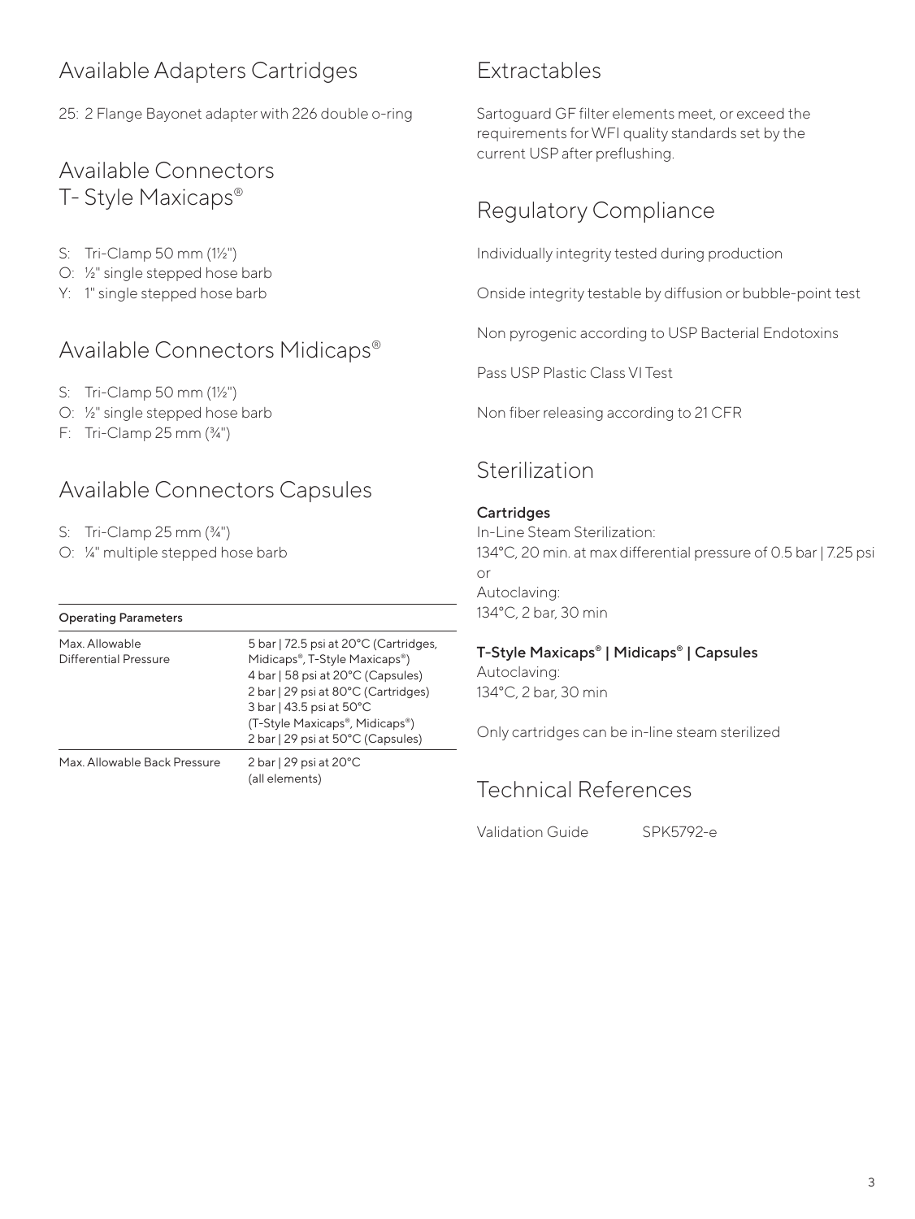## Available Adapters Cartridges

25: 2 Flange Bayonet adapter with 226 double o-ring

## Available Connectors T- Style Maxicaps®

S: Tri-Clamp 50 mm (1½")
O: ½" single stepped hose barb
Y: 1" single stepped hose barb

## Available Connectors Midicaps®

S: Tri-Clamp 50 mm (1½")
O: ½" single stepped hose barb
F: Tri-Clamp 25 mm (¾")

## Available Connectors Capsules

S: Tri-Clamp 25 mm (¾")
O: ¼" multiple stepped hose barb

| Operating Parameters | |
|---|---|
| Max. Allowable Differential Pressure | 5 bar \| 72.5 psi at 20°C (Cartridges, Midicaps®, T-Style Maxicaps®)<br>4 bar \| 58 psi at 20°C (Capsules)<br>2 bar \| 29 psi at 80°C (Cartridges)<br>3 bar \| 43.5 psi at 50°C (T-Style Maxicaps®, Midicaps®)<br>2 bar \| 29 psi at 50°C (Capsules) |
| Max. Allowable Back Pressure | 2 bar \| 29 psi at 20°C (all elements) |

## Extractables

Sartoguard GF filter elements meet, or exceed the requirements for WFI quality standards set by the current USP after preflushing.

## Regulatory Compliance

Individually integrity tested during production

Onside integrity testable by diffusion or bubble-point test

Non pyrogenic according to USP Bacterial Endotoxins

Pass USP Plastic Class VI Test

Non fiber releasing according to 21 CFR

## Sterilization

**Cartridges**
In-Line Steam Sterilization:
134°C, 20 min. at max differential pressure of 0.5 bar | 7.25 psi
or
Autoclaving:
134°C, 2 bar, 30 min

**T-Style Maxicaps® | Midicaps® | Capsules**
Autoclaving:
134°C, 2 bar, 30 min

Only cartridges can be in-line steam sterilized

## Technical References

Validation Guide SPK5792-e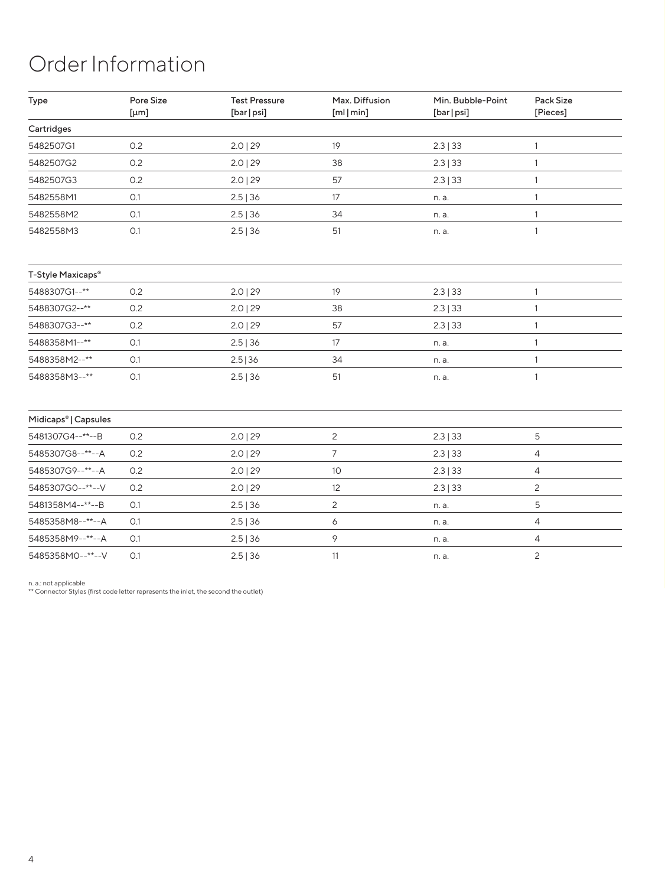# Order Information

| Type | Pore Size [µm] | Test Pressure [bar \| psi] | Max. Diffusion [ml \| min] | Min. Bubble-Point [bar \| psi] | Pack Size [Pieces] |
|---|---|---|---|---|---|
| **Cartridges** | | | | | |
| 5482507G1 | 0.2 | 2.0 \| 29 | 19 | 2.3 \| 33 | 1 |
| 5482507G2 | 0.2 | 2.0 \| 29 | 38 | 2.3 \| 33 | 1 |
| 5482507G3 | 0.2 | 2.0 \| 29 | 57 | 2.3 \| 33 | 1 |
| 5482558M1 | 0.1 | 2.5 \| 36 | 17 | n. a. | 1 |
| 5482558M2 | 0.1 | 2.5 \| 36 | 34 | n. a. | 1 |
| 5482558M3 | 0.1 | 2.5 \| 36 | 51 | n. a. | 1 |
| **T-Style Maxicaps®** | | | | | |
| 5488307G1--** | 0.2 | 2.0 \| 29 | 19 | 2.3 \| 33 | 1 |
| 5488307G2--** | 0.2 | 2.0 \| 29 | 38 | 2.3 \| 33 | 1 |
| 5488307G3--** | 0.2 | 2.0 \| 29 | 57 | 2.3 \| 33 | 1 |
| 5488358M1--** | 0.1 | 2.5 \| 36 | 17 | n. a. | 1 |
| 5488358M2--** | 0.1 | 2.5 \| 36 | 34 | n. a. | 1 |
| 5488358M3--** | 0.1 | 2.5 \| 36 | 51 | n. a. | 1 |
| **Midicaps® \| Capsules** | | | | | |
| 5481307G4--**--B | 0.2 | 2.0 \| 29 | 2 | 2.3 \| 33 | 5 |
| 5485307G8--**--A | 0.2 | 2.0 \| 29 | 7 | 2.3 \| 33 | 4 |
| 5485307G9--**--A | 0.2 | 2.0 \| 29 | 10 | 2.3 \| 33 | 4 |
| 5485307G0--**--V | 0.2 | 2.0 \| 29 | 12 | 2.3 \| 33 | 2 |
| 5481358M4--**--B | 0.1 | 2.5 \| 36 | 2 | n. a. | 5 |
| 5485358M8--**--A | 0.1 | 2.5 \| 36 | 6 | n. a. | 4 |
| 5485358M9--**--A | 0.1 | 2.5 \| 36 | 9 | n. a. | 4 |
| 5485358M0--**--V | 0.1 | 2.5 \| 36 | 11 | n. a. | 2 |

n. a.: not applicable
** Connector Styles (first code letter represents the inlet, the second the outlet)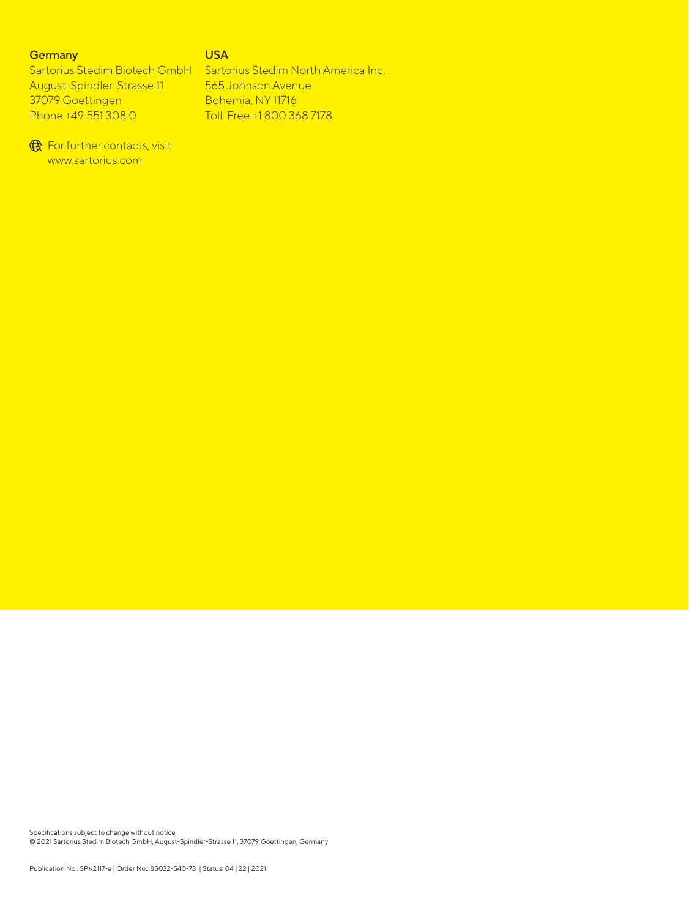**Germany**
Sartorius Stedim Biotech GmbH
August-Spindler-Strasse 11
37079 Goettingen
Phone +49 551 308 0

**USA**
Sartorius Stedim North America Inc.
565 Johnson Avenue
Bohemia, NY 11716
Toll-Free +1 800 368 7178

For further contacts, visit
www.sartorius.com

Specifications subject to change without notice.
© 2021 Sartorius Stedim Biotech GmbH, August-Spindler-Strasse 11, 37079 Goettingen, Germany

Publication No.: SPK2117-e | Order No.: 85032-540-73 | Status: 04 | 22 | 2021